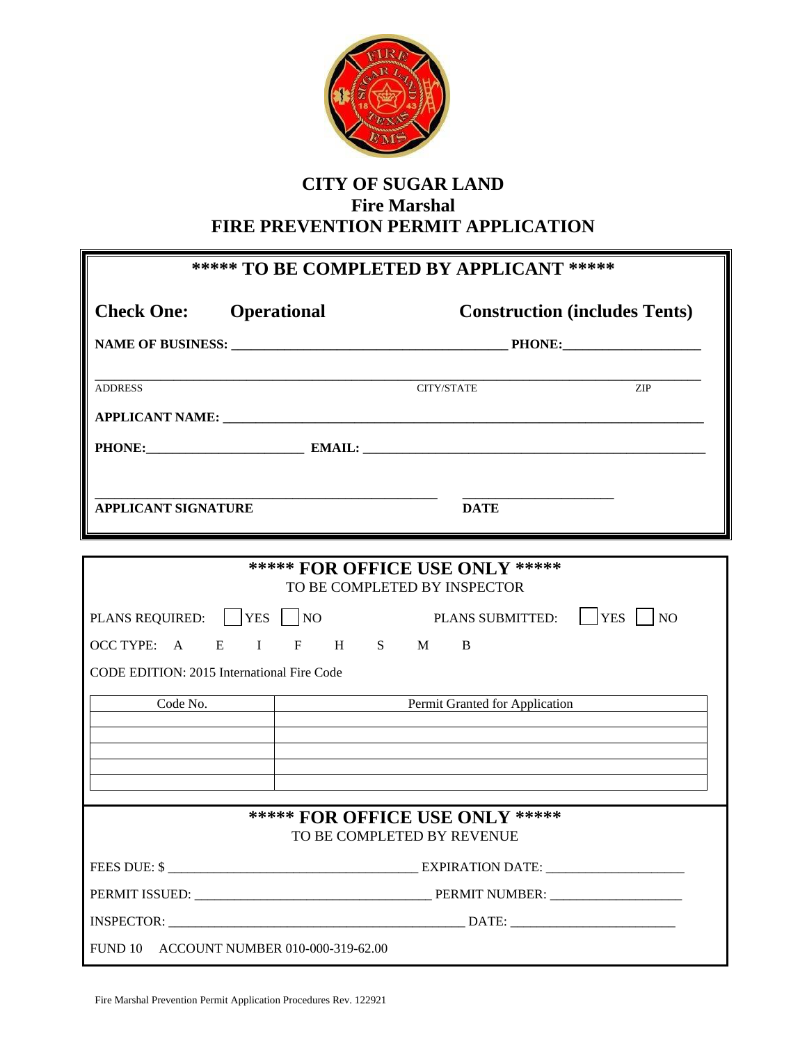# CITY OF SUGAR LAND
## Fire Marshal
## FIRE PREVENTION PERMIT APPLICATION

### ***** TO BE COMPLETED BY APPLICANT *****

**Check One:** **Operational** **Construction (includes Tents)**

**NAME OF BUSINESS:** ________________________________________ **PHONE:**____________________

____________________________________________________________________________________

ADDRESS CITY/STATE ZIP

**APPLICANT NAME:** ____________________________________________________________________________

**PHONE:**_______________________ **EMAIL:** ___________________________________________________

________________________________________________ ______________________

**APPLICANT SIGNATURE** **DATE**

### ***** FOR OFFICE USE ONLY *****

TO BE COMPLETED BY INSPECTOR

PLANS REQUIRED: ☐ YES ☐ NO PLANS SUBMITTED: ☐ YES ☐ NO

OCC TYPE: A E I F H S M B

CODE EDITION: 2015 International Fire Code

| Code No. | Permit Granted for Application |
|---|---|
| | |
| | |
| | |
| | |
| | |

### ***** FOR OFFICE USE ONLY *****

TO BE COMPLETED BY REVENUE

FEES DUE: $ _____________________________________ EXPIRATION DATE: ____________________

PERMIT ISSUED: ___________________________________ PERMIT NUMBER: ___________________

INSPECTOR: ___________________________________________ DATE: ________________________

FUND 10 ACCOUNT NUMBER 010-000-319-62.00

Fire Marshal Prevention Permit Application Procedures Rev. 122921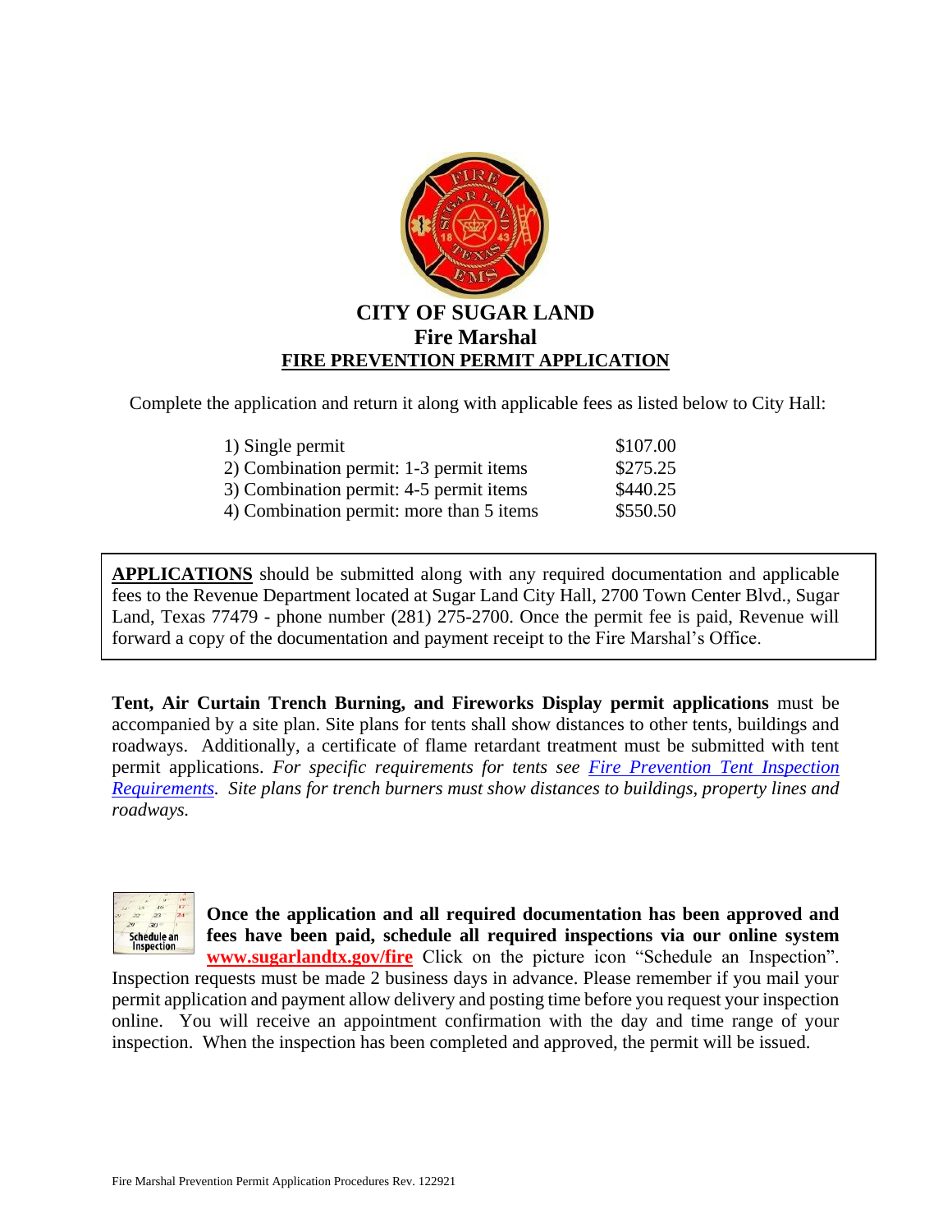# CITY OF SUGAR LAND

## Fire Marshal

## FIRE PREVENTION PERMIT APPLICATION

Complete the application and return it along with applicable fees as listed below to City Hall:

| | |
|---|---|
| 1) Single permit | $107.00 |
| 2) Combination permit: 1-3 permit items | $275.25 |
| 3) Combination permit: 4-5 permit items | $440.25 |
| 4) Combination permit: more than 5 items | $550.50 |

**APPLICATIONS** should be submitted along with any required documentation and applicable fees to the Revenue Department located at Sugar Land City Hall, 2700 Town Center Blvd., Sugar Land, Texas 77479 - phone number (281) 275-2700. Once the permit fee is paid, Revenue will forward a copy of the documentation and payment receipt to the Fire Marshal's Office.

**Tent, Air Curtain Trench Burning, and Fireworks Display permit applications** must be accompanied by a site plan. Site plans for tents shall show distances to other tents, buildings and roadways. Additionally, a certificate of flame retardant treatment must be submitted with tent permit applications. *For specific requirements for tents see Fire Prevention Tent Inspection Requirements. Site plans for trench burners must show distances to buildings, property lines and roadways.*

**Once the application and all required documentation has been approved and fees have been paid, schedule all required inspections via our online system www.sugarlandtx.gov/fire** Click on the picture icon "Schedule an Inspection". Inspection requests must be made 2 business days in advance. Please remember if you mail your permit application and payment allow delivery and posting time before you request your inspection online. You will receive an appointment confirmation with the day and time range of your inspection. When the inspection has been completed and approved, the permit will be issued.